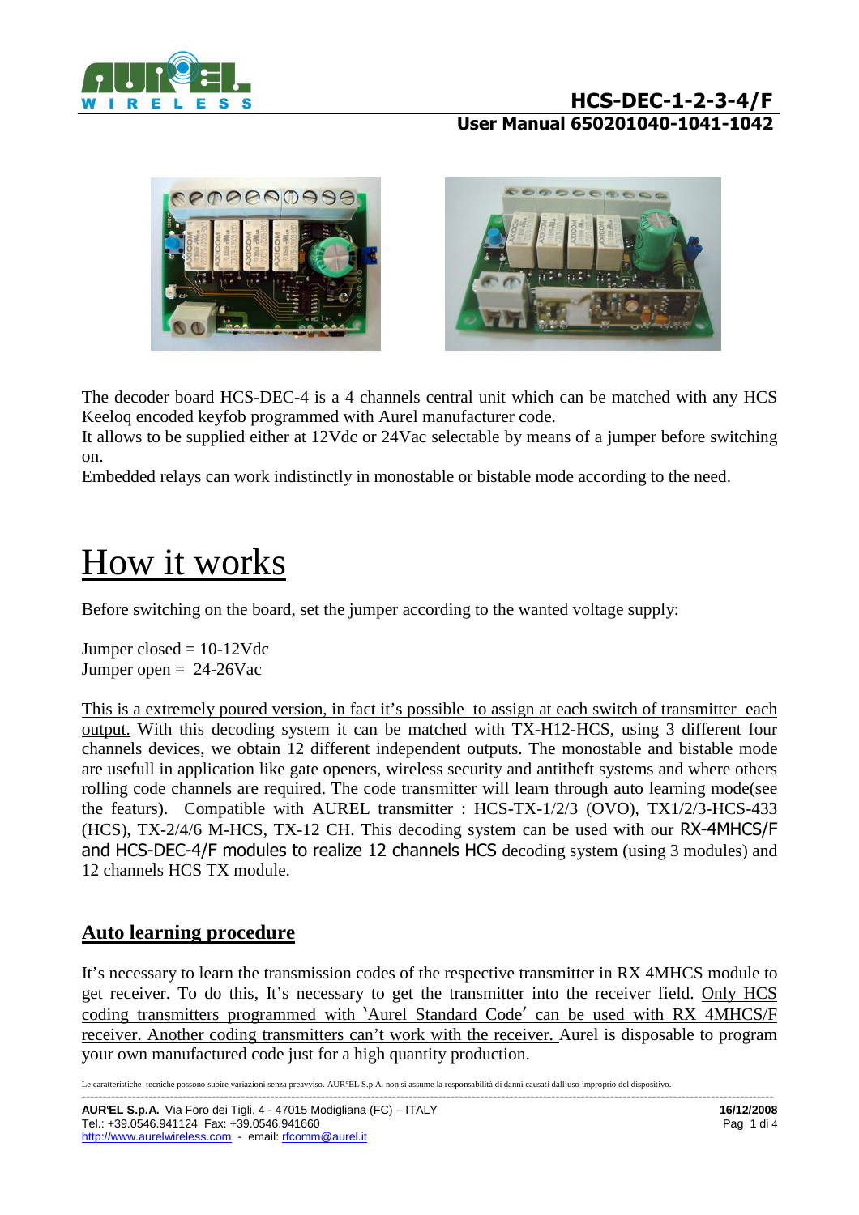# HCS-DEC-1-2-3-4/F

**User Manual 650201040-1041-1042**

The decoder board HCS-DEC-4 is a 4 channels central unit which can be matched with any HCS Keeloq encoded keyfob programmed with Aurel manufacturer code.
It allows to be supplied either at 12Vdc or 24Vac selectable by means of a jumper before switching on.
Embedded relays can work indistinctly in monostable or bistable mode according to the need.

# How it works

Before switching on the board, set the jumper according to the wanted voltage supply:

Jumper closed = 10-12Vdc
Jumper open = 24-26Vac

This is a extremely poured version, in fact it's possible to assign at each switch of transmitter each output. With this decoding system it can be matched with TX-H12-HCS, using 3 different four channels devices, we obtain 12 different independent outputs. The monostable and bistable mode are usefull in application like gate openers, wireless security and antitheft systems and where others rolling code channels are required. The code transmitter will learn through auto learning mode(see the featurs). Compatible with AUREL transmitter : HCS-TX-1/2/3 (OVO), TX1/2/3-HCS-433 (HCS), TX-2/4/6 M-HCS, TX-12 CH. This decoding system can be used with our RX-4MHCS/F and HCS-DEC-4/F modules to realize 12 channels HCS decoding system (using 3 modules) and 12 channels HCS TX module.

## Auto learning procedure

It's necessary to learn the transmission codes of the respective transmitter in RX 4MHCS module to get receiver. To do this, It's necessary to get the transmitter into the receiver field. Only HCS coding transmitters programmed with 'Aurel Standard Code' can be used with RX 4MHCS/F receiver. Another coding transmitters can't work with the receiver. Aurel is disposable to program your own manufactured code just for a high quantity production.

Le caratteristiche tecniche possono subire variazioni senza preavviso. AUR°EL S.p.A. non si assume la responsabilità di danni causati dall'uso improprio del dispositivo.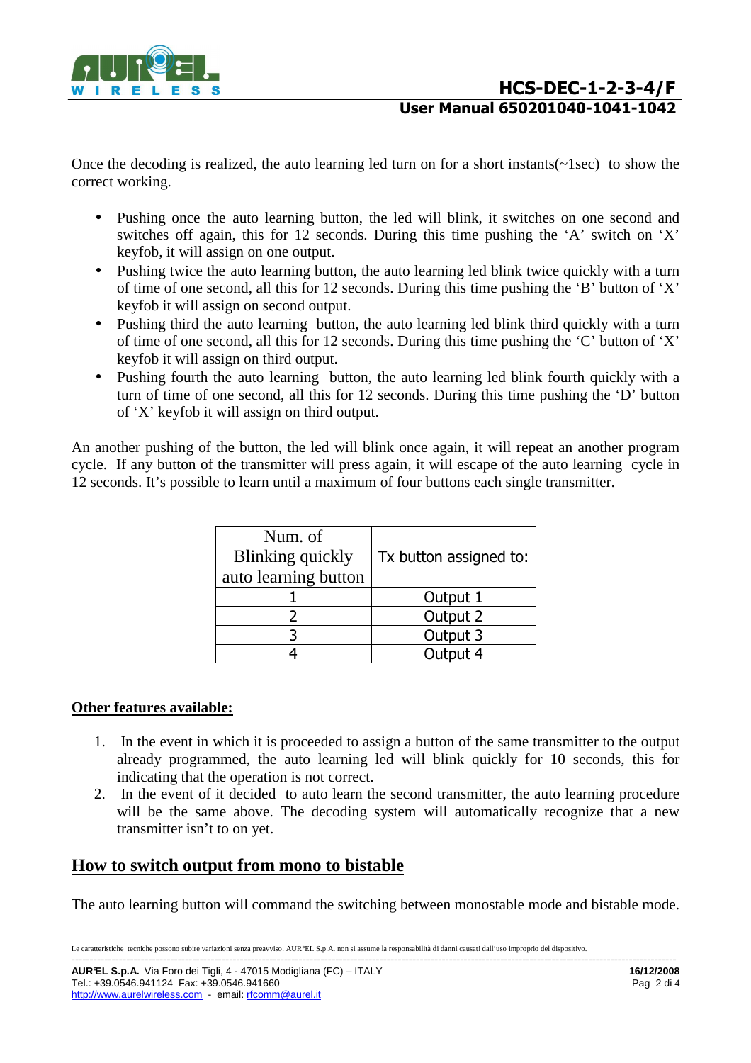Once the decoding is realized, the auto learning led turn on for a short instants(~1sec) to show the correct working.

- Pushing once the auto learning button, the led will blink, it switches on one second and switches off again, this for 12 seconds. During this time pushing the 'A' switch on 'X' keyfob, it will assign on one output.
- Pushing twice the auto learning button, the auto learning led blink twice quickly with a turn of time of one second, all this for 12 seconds. During this time pushing the 'B' button of 'X' keyfob it will assign on second output.
- Pushing third the auto learning button, the auto learning led blink third quickly with a turn of time of one second, all this for 12 seconds. During this time pushing the 'C' button of 'X' keyfob it will assign on third output.
- Pushing fourth the auto learning button, the auto learning led blink fourth quickly with a turn of time of one second, all this for 12 seconds. During this time pushing the 'D' button of 'X' keyfob it will assign on third output.

An another pushing of the button, the led will blink once again, it will repeat an another program cycle. If any button of the transmitter will press again, it will escape of the auto learning cycle in 12 seconds. It's possible to learn until a maximum of four buttons each single transmitter.

| Num. of Blinking quickly auto learning button | Tx button assigned to: |
|---|---|
| 1 | Output 1 |
| 2 | Output 2 |
| 3 | Output 3 |
| 4 | Output 4 |

**Other features available:**

1. In the event in which it is proceeded to assign a button of the same transmitter to the output already programmed, the auto learning led will blink quickly for 10 seconds, this for indicating that the operation is not correct.
2. In the event of it decided to auto learn the second transmitter, the auto learning procedure will be the same above. The decoding system will automatically recognize that a new transmitter isn't to on yet.

## How to switch output from mono to bistable

The auto learning button will command the switching between monostable mode and bistable mode.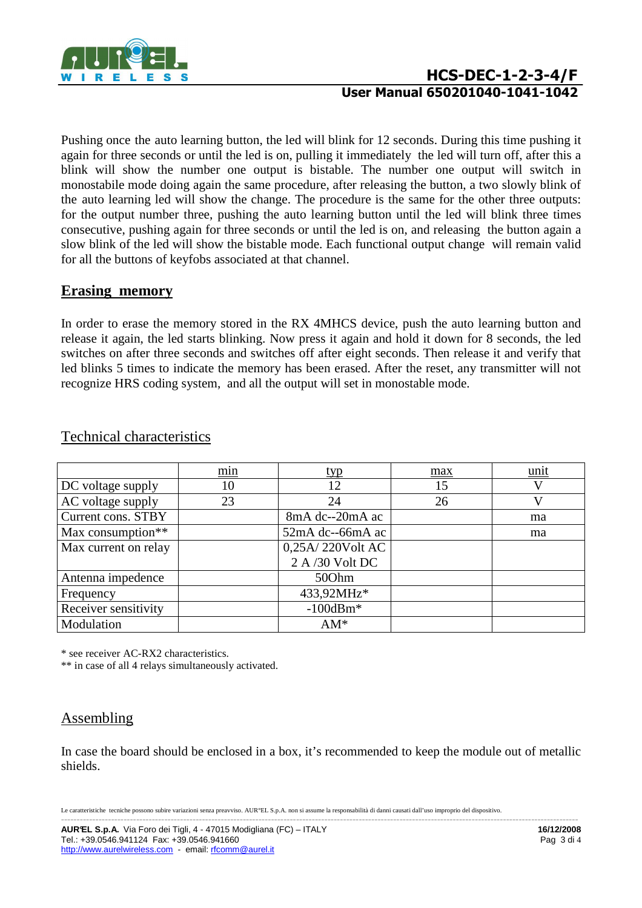Pushing once the auto learning button, the led will blink for 12 seconds. During this time pushing it again for three seconds or until the led is on, pulling it immediately the led will turn off, after this a blink will show the number one output is bistable. The number one output will switch in monostabile mode doing again the same procedure, after releasing the button, a two slowly blink of the auto learning led will show the change. The procedure is the same for the other three outputs: for the output number three, pushing the auto learning button until the led will blink three times consecutive, pushing again for three seconds or until the led is on, and releasing the button again a slow blink of the led will show the bistable mode. Each functional output change will remain valid for all the buttons of keyfobs associated at that channel.

## Erasing memory

In order to erase the memory stored in the RX 4MHCS device, push the auto learning button and release it again, the led starts blinking. Now press it again and hold it down for 8 seconds, the led switches on after three seconds and switches off after eight seconds. Then release it and verify that led blinks 5 times to indicate the memory has been erased. After the reset, any transmitter will not recognize HRS coding system, and all the output will set in monostable mode.

## Technical characteristics

| | min | typ | max | unit |
|---|---|---|---|---|
| DC voltage supply | 10 | 12 | 15 | V |
| AC voltage supply | 23 | 24 | 26 | V |
| Current cons. STBY | | 8mA dc--20mA ac | | ma |
| Max consumption** | | 52mA dc--66mA ac | | ma |
| Max current on relay | | 0,25A/ 220Volt AC<br>2 A /30 Volt DC | | |
| Antenna impedence | | 50Ohm | | |
| Frequency | | 433,92MHz* | | |
| Receiver sensitivity | | -100dBm* | | |
| Modulation | | AM* | | |

* see receiver AC-RX2 characteristics.
** in case of all 4 relays simultaneously activated.

## Assembling

In case the board should be enclosed in a box, it's recommended to keep the module out of metallic shields.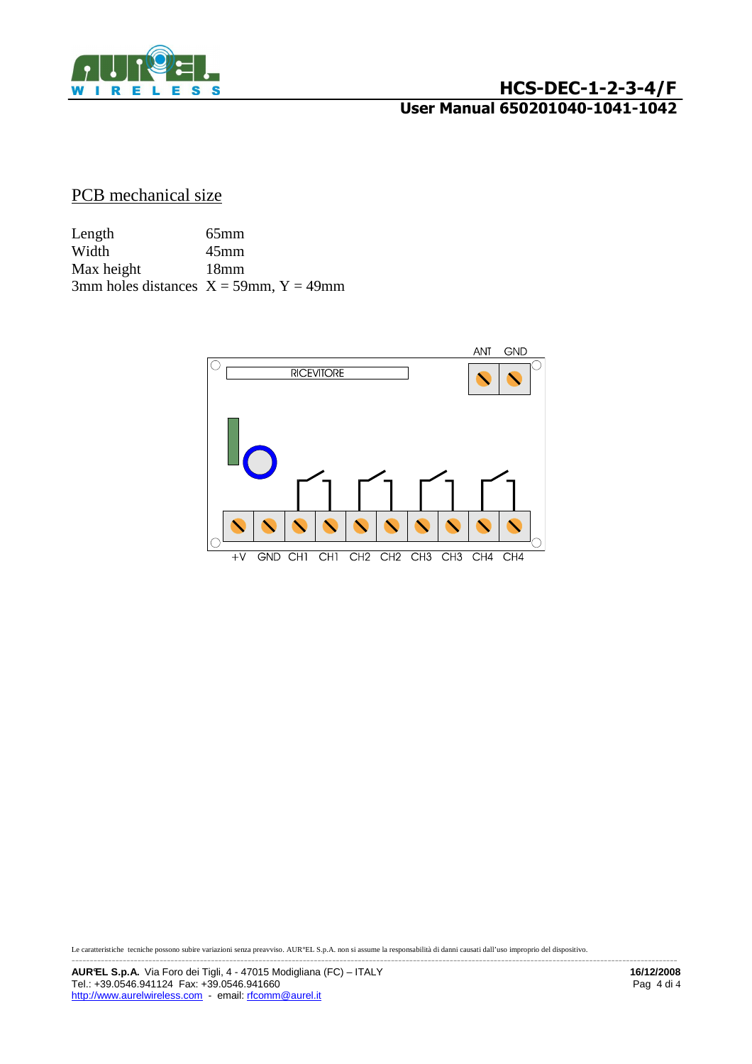## PCB mechanical size

| | |
|---|---|
| Length | 65mm |
| Width | 45mm |
| Max height | 18mm |
| 3mm holes distances | X = 59mm, Y = 49mm |

ANT GND

RICEVITORE

+V GND CH1 CH1 CH2 CH2 CH3 CH3 CH4 CH4

Le caratteristiche tecniche possono subire variazioni senza preavviso. AUR°EL S.p.A. non si assume la responsabilità di danni causati dall'uso improprio del dispositivo.

**AUR°EL S.p.A.** Via Foro dei Tigli, 4 - 47015 Modigliana (FC) – ITALY
Tel.: +39.0546.941124 Fax: +39.0546.941660
http://www.aurelwireless.com - email: rfcomm@aurel.it

**16/12/2008**